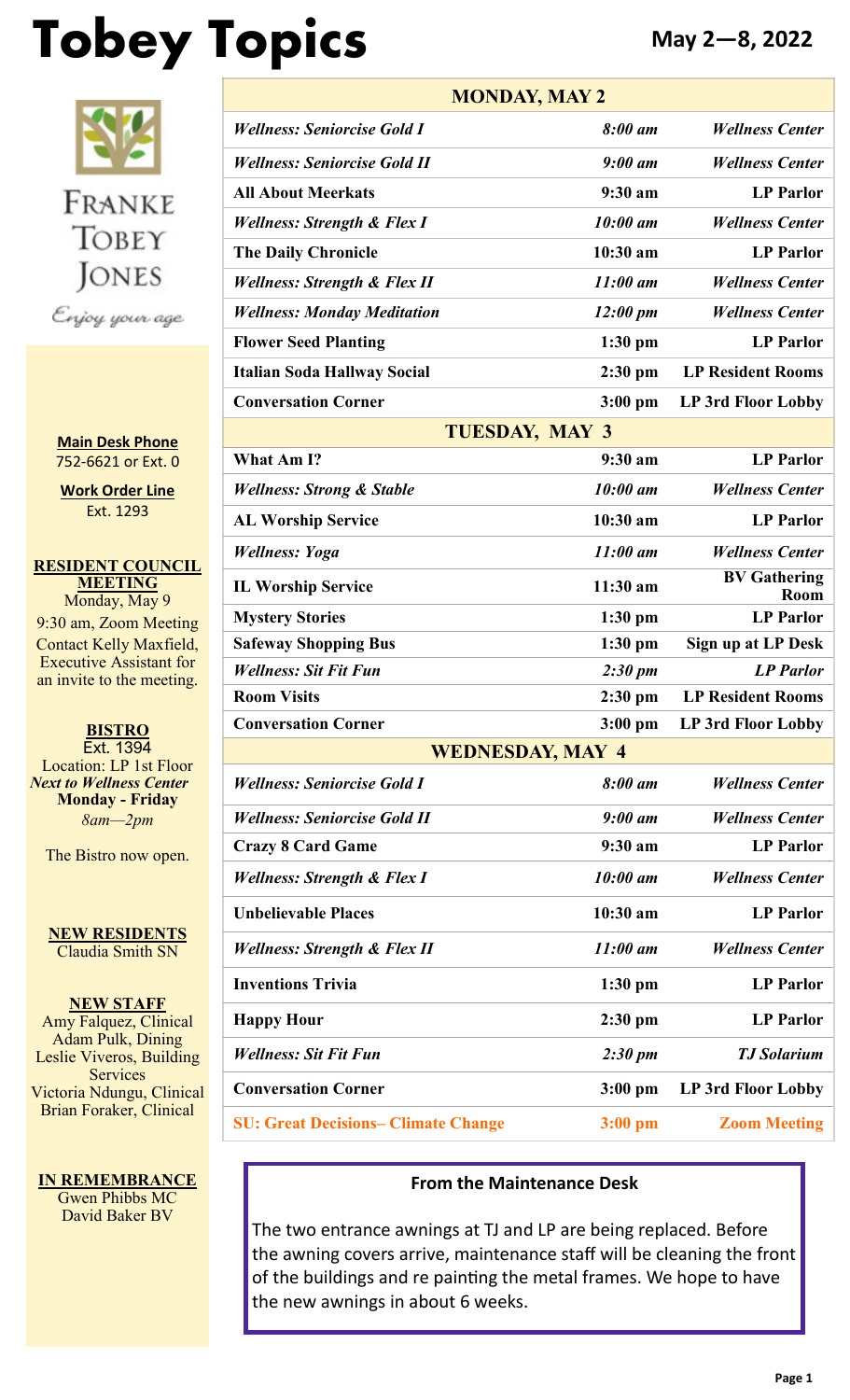# Tobey Topics

**May 2—8, 2022**

Franke Tobey Jones

*Enjoy your age*

**Main Desk Phone**
752-6621 or Ext. 0

**Work Order Line**
Ext. 1293

**RESIDENT COUNCIL MEETING**
Monday, May 9
9:30 am, Zoom Meeting
Contact Kelly Maxfield, Executive Assistant for an invite to the meeting.

**BISTRO**
Ext. 1394
Location: LP 1st Floor
***Next to Wellness Center***
**Monday - Friday**
*8am—2pm*

The Bistro now open.

**NEW RESIDENTS**
Claudia Smith SN

**NEW STAFF**
Amy Falquez, Clinical
Adam Pulk, Dining
Leslie Viveros, Building Services
Victoria Ndungu, Clinical
Brian Foraker, Clinical

**IN REMEMBRANCE**
Gwen Phibbs MC
David Baker BV

| **MONDAY, MAY 2** | | |
|---|---|---|
| ***Wellness: Seniorcise Gold I*** | ***8:00 am*** | ***Wellness Center*** |
| ***Wellness: Seniorcise Gold II*** | ***9:00 am*** | ***Wellness Center*** |
| **All About Meerkats** | **9:30 am** | **LP Parlor** |
| ***Wellness: Strength & Flex I*** | ***10:00 am*** | ***Wellness Center*** |
| **The Daily Chronicle** | **10:30 am** | **LP Parlor** |
| ***Wellness: Strength & Flex II*** | ***11:00 am*** | ***Wellness Center*** |
| ***Wellness: Monday Meditation*** | ***12:00 pm*** | ***Wellness Center*** |
| **Flower Seed Planting** | **1:30 pm** | **LP Parlor** |
| **Italian Soda Hallway Social** | **2:30 pm** | **LP Resident Rooms** |
| **Conversation Corner** | **3:00 pm** | **LP 3rd Floor Lobby** |
| **TUESDAY, MAY 3** | | |
| **What Am I?** | **9:30 am** | **LP Parlor** |
| ***Wellness: Strong & Stable*** | ***10:00 am*** | ***Wellness Center*** |
| **AL Worship Service** | **10:30 am** | **LP Parlor** |
| ***Wellness: Yoga*** | ***11:00 am*** | ***Wellness Center*** |
| **IL Worship Service** | **11:30 am** | **BV Gathering Room** |
| **Mystery Stories** | **1:30 pm** | **LP Parlor** |
| **Safeway Shopping Bus** | **1:30 pm** | **Sign up at LP Desk** |
| ***Wellness: Sit Fit Fun*** | ***2:30 pm*** | ***LP Parlor*** |
| **Room Visits** | **2:30 pm** | **LP Resident Rooms** |
| **Conversation Corner** | **3:00 pm** | **LP 3rd Floor Lobby** |
| **WEDNESDAY, MAY 4** | | |
| ***Wellness: Seniorcise Gold I*** | ***8:00 am*** | ***Wellness Center*** |
| ***Wellness: Seniorcise Gold II*** | ***9:00 am*** | ***Wellness Center*** |
| **Crazy 8 Card Game** | **9:30 am** | **LP Parlor** |
| ***Wellness: Strength & Flex I*** | ***10:00 am*** | ***Wellness Center*** |
| **Unbelievable Places** | **10:30 am** | **LP Parlor** |
| ***Wellness: Strength & Flex II*** | ***11:00 am*** | ***Wellness Center*** |
| **Inventions Trivia** | **1:30 pm** | **LP Parlor** |
| **Happy Hour** | **2:30 pm** | **LP Parlor** |
| ***Wellness: Sit Fit Fun*** | ***2:30 pm*** | ***TJ Solarium*** |
| **Conversation Corner** | **3:00 pm** | **LP 3rd Floor Lobby** |
| **SU: Great Decisions– Climate Change** | **3:00 pm** | **Zoom Meeting** |

**From the Maintenance Desk**

The two entrance awnings at TJ and LP are being replaced. Before the awning covers arrive, maintenance staff will be cleaning the front of the buildings and re painting the metal frames. We hope to have the new awnings in about 6 weeks.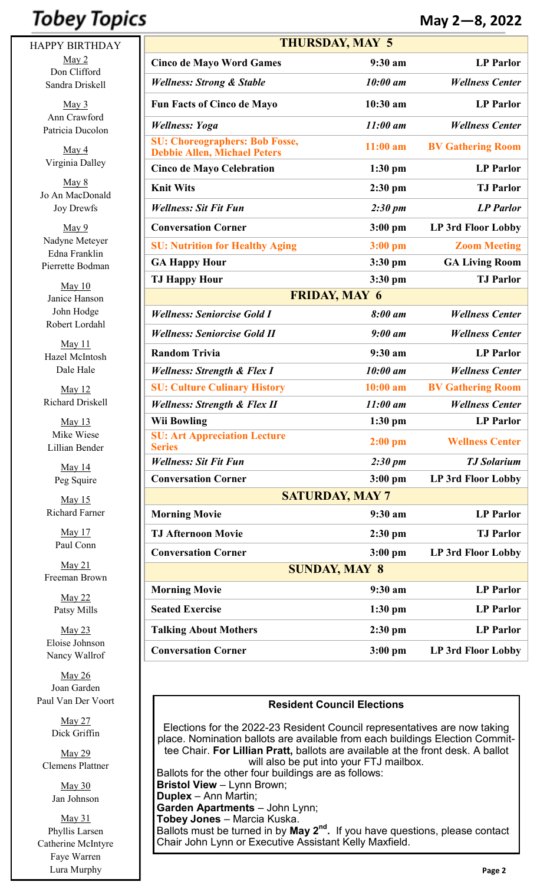# Tobey Topics

**May 2—8, 2022**

HAPPY BIRTHDAY

May 2
Don Clifford
Sandra Driskell

May 3
Ann Crawford
Patricia Ducolon

May 4
Virginia Dalley

May 8
Jo An MacDonald
Joy Drewfs

May 9
Nadyne Meteyer
Edna Franklin
Pierrette Bodman

May 10
Janice Hanson
John Hodge
Robert Lordahl

May 11
Hazel McIntosh
Dale Hale

May 12
Richard Driskell

May 13
Mike Wiese
Lillian Bender

May 14
Peg Squire

May 15
Richard Farner

May 17
Paul Conn

May 21
Freeman Brown

May 22
Patsy Mills

May 23
Eloise Johnson
Nancy Wallrof

May 26
Joan Garden
Paul Van Der Voort

May 27
Dick Griffin

May 29
Clemens Plattner

May 30
Jan Johnson

May 31
Phyllis Larsen
Catherine McIntyre
Faye Warren
Lura Murphy

| **THURSDAY, MAY 5** | | |
|---|---|---|
| **Cinco de Mayo Word Games** | **9:30 am** | **LP Parlor** |
| ***Wellness: Strong & Stable*** | ***10:00 am*** | ***Wellness Center*** |
| **Fun Facts of Cinco de Mayo** | **10:30 am** | **LP Parlor** |
| ***Wellness: Yoga*** | ***11:00 am*** | ***Wellness Center*** |
| **SU: Choreographers: Bob Fosse, Debbie Allen, Michael Peters** | **11:00 am** | **BV Gathering Room** |
| **Cinco de Mayo Celebration** | **1:30 pm** | **LP Parlor** |
| **Knit Wits** | **2:30 pm** | **TJ Parlor** |
| ***Wellness: Sit Fit Fun*** | ***2:30 pm*** | ***LP Parlor*** |
| **Conversation Corner** | **3:00 pm** | **LP 3rd Floor Lobby** |
| **SU: Nutrition for Healthy Aging** | **3:00 pm** | **Zoom Meeting** |
| **GA Happy Hour** | **3:30 pm** | **GA Living Room** |
| **TJ Happy Hour** | **3:30 pm** | **TJ Parlor** |
| **FRIDAY, MAY 6** | | |
| ***Wellness: Seniorcise Gold I*** | ***8:00 am*** | ***Wellness Center*** |
| ***Wellness: Seniorcise Gold II*** | ***9:00 am*** | ***Wellness Center*** |
| **Random Trivia** | **9:30 am** | **LP Parlor** |
| ***Wellness: Strength & Flex I*** | ***10:00 am*** | ***Wellness Center*** |
| **SU: Culture Culinary History** | **10:00 am** | **BV Gathering Room** |
| ***Wellness: Strength & Flex II*** | ***11:00 am*** | ***Wellness Center*** |
| **Wii Bowling** | **1:30 pm** | **LP Parlor** |
| **SU: Art Appreciation Lecture Series** | **2:00 pm** | **Wellness Center** |
| ***Wellness: Sit Fit Fun*** | ***2:30 pm*** | ***TJ Solarium*** |
| **Conversation Corner** | **3:00 pm** | **LP 3rd Floor Lobby** |
| **SATURDAY, MAY 7** | | |
| **Morning Movie** | **9:30 am** | **LP Parlor** |
| **TJ Afternoon Movie** | **2:30 pm** | **TJ Parlor** |
| **Conversation Corner** | **3:00 pm** | **LP 3rd Floor Lobby** |
| **SUNDAY, MAY 8** | | |
| **Morning Movie** | **9:30 am** | **LP Parlor** |
| **Seated Exercise** | **1:30 pm** | **LP Parlor** |
| **Talking About Mothers** | **2:30 pm** | **LP Parlor** |
| **Conversation Corner** | **3:00 pm** | **LP 3rd Floor Lobby** |

## Resident Council Elections

Elections for the 2022-23 Resident Council representatives are now taking place. Nomination ballots are available from each buildings Election Committee Chair. **For Lillian Pratt,** ballots are available at the front desk. A ballot will also be put into your FTJ mailbox.

Ballots for the other four buildings are as follows:
**Bristol View** – Lynn Brown;
**Duplex** – Ann Martin;
**Garden Apartments** – John Lynn;
**Tobey Jones** – Marcia Kuska.
Ballots must be turned in by **May 2nd.** If you have questions, please contact Chair John Lynn or Executive Assistant Kelly Maxfield.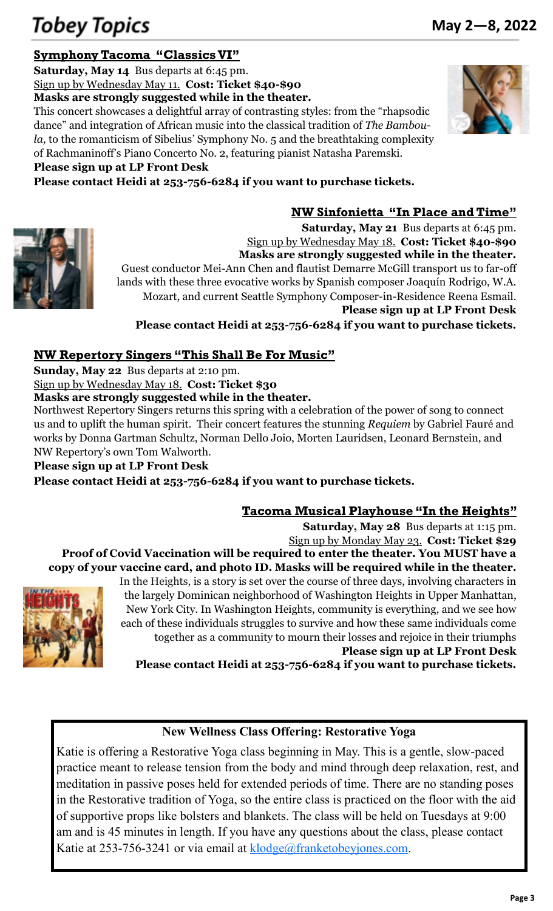## Symphony Tacoma "Classics VI"

**Saturday, May 14** Bus departs at 6:45 pm.
Sign up by Wednesday May 11. **Cost: Ticket $40-$90**
**Masks are strongly suggested while in the theater.**

This concert showcases a delightful array of contrasting styles: from the "rhapsodic dance" and integration of African music into the classical tradition of *The Bamboula,* to the romanticism of Sibelius' Symphony No. 5 and the breathtaking complexity of Rachmaninoff's Piano Concerto No. 2, featuring pianist Natasha Paremski.

**Please sign up at LP Front Desk**

**Please contact Heidi at 253-756-6284 if you want to purchase tickets.**

## NW Sinfonietta "In Place and Time"

**Saturday, May 21** Bus departs at 6:45 pm.
Sign up by Wednesday May 18. **Cost: Ticket $40-$90**
**Masks are strongly suggested while in the theater.**

Guest conductor Mei-Ann Chen and flautist Demarre McGill transport us to far-off lands with these three evocative works by Spanish composer Joaquín Rodrigo, W.A. Mozart, and current Seattle Symphony Composer-in-Residence Reena Esmail.

**Please sign up at LP Front Desk**

**Please contact Heidi at 253-756-6284 if you want to purchase tickets.**

## NW Repertory Singers "This Shall Be For Music"

**Sunday, May 22** Bus departs at 2:10 pm.
Sign up by Wednesday May 18. **Cost: Ticket $30**
**Masks are strongly suggested while in the theater.**

Northwest Repertory Singers returns this spring with a celebration of the power of song to connect us and to uplift the human spirit. Their concert features the stunning *Requiem* by Gabriel Fauré and works by Donna Gartman Schultz, Norman Dello Joio, Morten Lauridsen, Leonard Bernstein, and NW Repertory's own Tom Walworth.

**Please sign up at LP Front Desk**

**Please contact Heidi at 253-756-6284 if you want to purchase tickets.**

## Tacoma Musical Playhouse "In the Heights"

**Saturday, May 28** Bus departs at 1:15 pm.
Sign up by Monday May 23. **Cost: Ticket $29**
**Proof of Covid Vaccination will be required to enter the theater. You MUST have a copy of your vaccine card, and photo ID. Masks will be required while in the theater.**

In the Heights, is a story is set over the course of three days, involving characters in the largely Dominican neighborhood of Washington Heights in Upper Manhattan, New York City. In Washington Heights, community is everything, and we see how each of these individuals struggles to survive and how these same individuals come together as a community to mourn their losses and rejoice in their triumphs

**Please sign up at LP Front Desk**

**Please contact Heidi at 253-756-6284 if you want to purchase tickets.**

---

**New Wellness Class Offering: Restorative Yoga**

Katie is offering a Restorative Yoga class beginning in May. This is a gentle, slow-paced practice meant to release tension from the body and mind through deep relaxation, rest, and meditation in passive poses held for extended periods of time. There are no standing poses in the Restorative tradition of Yoga, so the entire class is practiced on the floor with the aid of supportive props like bolsters and blankets. The class will be held on Tuesdays at 9:00 am and is 45 minutes in length. If you have any questions about the class, please contact Katie at 253-756-3241 or via email at klodge@franketobeyjones.com.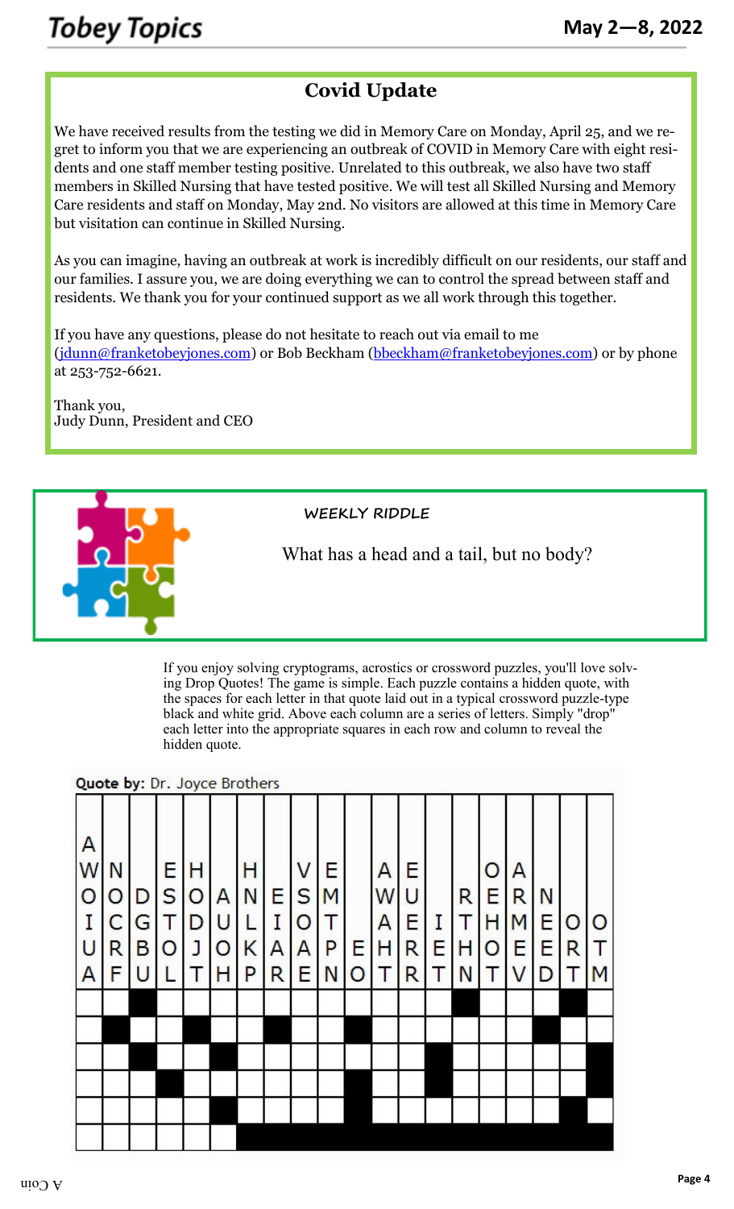## Covid Update

We have received results from the testing we did in Memory Care on Monday, April 25, and we regret to inform you that we are experiencing an outbreak of COVID in Memory Care with eight residents and one staff member testing positive. Unrelated to this outbreak, we also have two staff members in Skilled Nursing that have tested positive. We will test all Skilled Nursing and Memory Care residents and staff on Monday, May 2nd. No visitors are allowed at this time in Memory Care but visitation can continue in Skilled Nursing.

As you can imagine, having an outbreak at work is incredibly difficult on our residents, our staff and our families. I assure you, we are doing everything we can to control the spread between staff and residents. We thank you for your continued support as we all work through this together.

If you have any questions, please do not hesitate to reach out via email to me (jdunn@franketobeyjones.com) or Bob Beckham (bbeckham@franketobeyjones.com) or by phone at 253-752-6621.

Thank you,
Judy Dunn, President and CEO

### WEEKLY RIDDLE

What has a head and a tail, but no body?

If you enjoy solving cryptograms, acrostics or crossword puzzles, you'll love solving Drop Quotes! The game is simple. Each puzzle contains a hidden quote, with the spaces for each letter in that quote laid out in a typical crossword puzzle-type black and white grid. Above each column are a series of letters. Simply "drop" each letter into the appropriate squares in each row and column to reveal the hidden quote.

**Quote by:** Dr. Joyce Brothers

| Col 1 | Col 2 | Col 3 | Col 4 | Col 5 | Col 6 | Col 7 | Col 8 | Col 9 | Col 10 | Col 11 | Col 12 | Col 13 | Col 14 | Col 15 | Col 16 | Col 17 | Col 18 | Col 19 | Col 20 |
|---|---|---|---|---|---|---|---|---|---|---|---|---|---|---|---|---|---|---|---|
| A | | | | | | | | | | | | | | | | | | | |
| W | N | | E | H | | H | | V | E | | A | E | | | O | A | | | |
| O | O | D | S | O | A | N | E | S | M | | W | U | | R | E | R | N | | |
| I | C | G | T | D | U | L | I | O | T | | A | E | I | T | H | M | E | O | O |
| U | R | B | O | J | O | K | A | A | P | E | H | R | E | H | O | E | E | R | T |
| A | F | U | L | T | H | P | R | E | N | O | T | R | T | N | T | V | D | T | M |

A Coin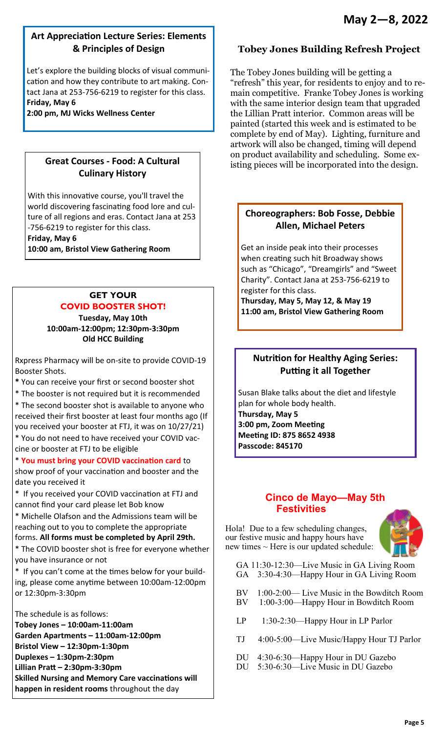**May 2—8, 2022**

## Art Appreciation Lecture Series: Elements & Principles of Design

Let's explore the building blocks of visual communication and how they contribute to art making. Contact Jana at 253-756-6219 to register for this class.

**Friday, May 6**
**2:00 pm, MJ Wicks Wellness Center**

## Great Courses - Food: A Cultural Culinary History

With this innovative course, you'll travel the world discovering fascinating food lore and culture of all regions and eras. Contact Jana at 253-756-6219 to register for this class.

**Friday, May 6**
**10:00 am, Bristol View Gathering Room**

## GET YOUR COVID BOOSTER SHOT!

**Tuesday, May 10th**
**10:00am-12:00pm; 12:30pm-3:30pm**
**Old HCC Building**

Rxpress Pharmacy will be on-site to provide COVID-19 Booster Shots.

* You can receive your first or second booster shot
* The booster is not required but it is recommended
* The second booster shot is available to anyone who received their first booster at least four months ago (If you received your booster at FTJ, it was on 10/27/21)
* You do not need to have received your COVID vaccine or booster at FTJ to be eligible
* **You must bring your COVID vaccination card** to show proof of your vaccination and booster and the date you received it
* If you received your COVID vaccination at FTJ and cannot find your card please let Bob know
* Michelle Olafson and the Admissions team will be reaching out to you to complete the appropriate forms. **All forms must be completed by April 29th.**
* The COVID booster shot is free for everyone whether you have insurance or not
* If you can't come at the times below for your building, please come anytime between 10:00am-12:00pm or 12:30pm-3:30pm

The schedule is as follows:

**Tobey Jones – 10:00am-11:00am**
**Garden Apartments – 11:00am-12:00pm**
**Bristol View – 12:30pm-1:30pm**
**Duplexes – 1:30pm-2:30pm**
**Lillian Pratt – 2:30pm-3:30pm**
**Skilled Nursing and Memory Care vaccinations will happen in resident rooms** throughout the day

## Tobey Jones Building Refresh Project

The Tobey Jones building will be getting a "refresh" this year, for residents to enjoy and to remain competitive. Franke Tobey Jones is working with the same interior design team that upgraded the Lillian Pratt interior. Common areas will be painted (started this week and is estimated to be complete by end of May). Lighting, furniture and artwork will also be changed, timing will depend on product availability and scheduling. Some existing pieces will be incorporated into the design.

## Choreographers: Bob Fosse, Debbie Allen, Michael Peters

Get an inside peak into their processes when creating such hit Broadway shows such as "Chicago", "Dreamgirls" and "Sweet Charity". Contact Jana at 253-756-6219 to register for this class.

**Thursday, May 5, May 12, & May 19**
**11:00 am, Bristol View Gathering Room**

## Nutrition for Healthy Aging Series: Putting it all Together

Susan Blake talks about the diet and lifestyle plan for whole body health.

**Thursday, May 5**
**3:00 pm, Zoom Meeting**
**Meeting ID: 875 8652 4938**
**Passcode: 845170**

## Cinco de Mayo—May 5th Festivities

Hola! Due to a few scheduling changes, our festive music and happy hours have new times ~ Here is our updated schedule:

GA 11:30-12:30—Live Music in GA Living Room
GA 3:30-4:30—Happy Hour in GA Living Room

BV 1:00-2:00— Live Music in the Bowditch Room
BV 1:00-3:00—Happy Hour in Bowditch Room

LP 1:30-2:30—Happy Hour in LP Parlor

TJ 4:00-5:00—Live Music/Happy Hour TJ Parlor

DU 4:30-6:30—Happy Hour in DU Gazebo
DU 5:30-6:30—Live Music in DU Gazebo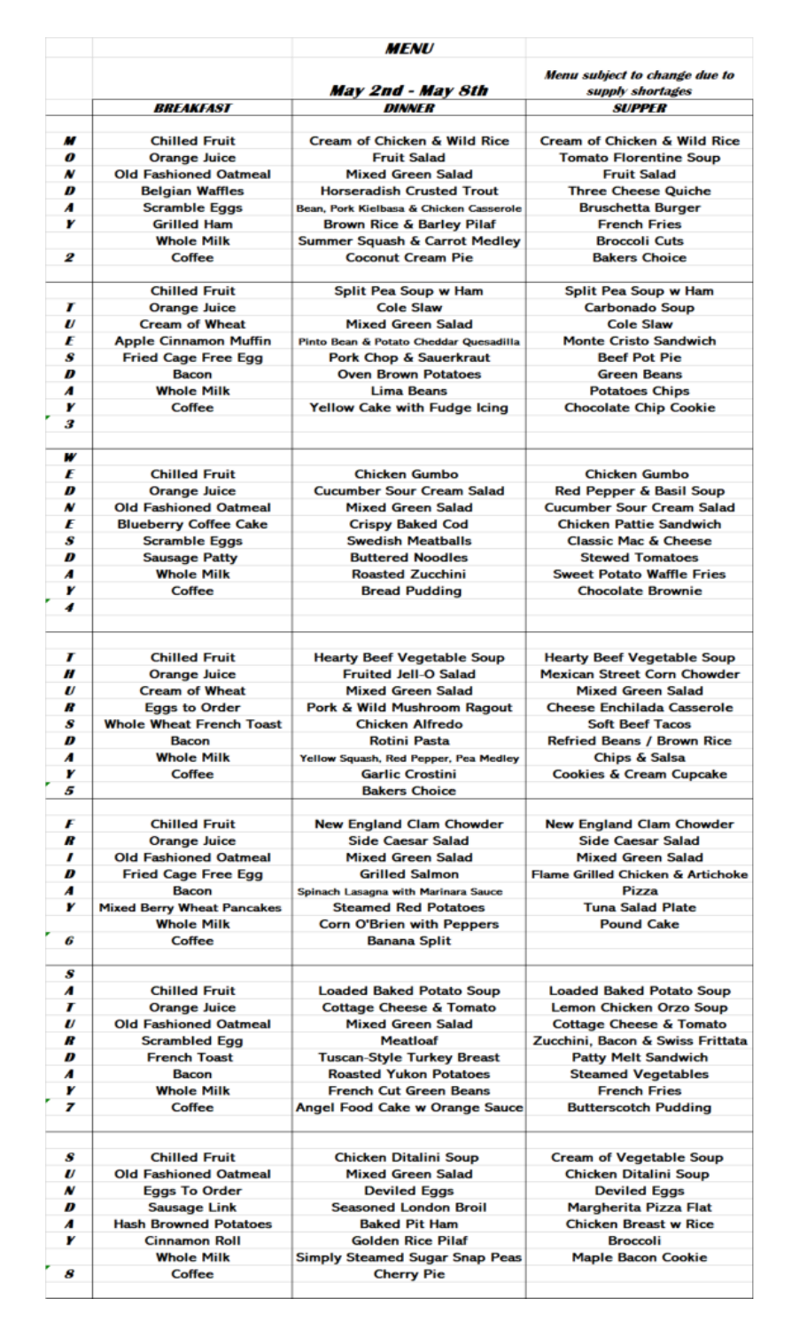# MENU

**May 2nd - May 8th**

*Menu subject to change due to supply shortages*

| | BREAKFAST | DINNER | SUPPER |
|---|---|---|---|
| MONDAY 2 | Chilled Fruit<br>Orange Juice<br>Old Fashioned Oatmeal<br>Belgian Waffles<br>Scramble Eggs<br>Grilled Ham<br>Whole Milk<br>Coffee | Cream of Chicken & Wild Rice<br>Fruit Salad<br>Mixed Green Salad<br>Horseradish Crusted Trout<br>Bean, Pork Kielbasa & Chicken Casserole<br>Brown Rice & Barley Pilaf<br>Summer Squash & Carrot Medley<br>Coconut Cream Pie | Cream of Chicken & Wild Rice<br>Tomato Florentine Soup<br>Fruit Salad<br>Three Cheese Quiche<br>Bruschetta Burger<br>French Fries<br>Broccoli Cuts<br>Bakers Choice |
| TUESDAY 3 | Chilled Fruit<br>Orange Juice<br>Cream of Wheat<br>Apple Cinnamon Muffin<br>Fried Cage Free Egg<br>Bacon<br>Whole Milk<br>Coffee | Split Pea Soup w Ham<br>Cole Slaw<br>Mixed Green Salad<br>Pinto Bean & Potato Cheddar Quesadilla<br>Pork Chop & Sauerkraut<br>Oven Brown Potatoes<br>Lima Beans<br>Yellow Cake with Fudge Icing | Split Pea Soup w Ham<br>Carbonado Soup<br>Cole Slaw<br>Monte Cristo Sandwich<br>Beef Pot Pie<br>Green Beans<br>Potatoes Chips<br>Chocolate Chip Cookie |
| WEDNESDAY 4 | Chilled Fruit<br>Orange Juice<br>Old Fashioned Oatmeal<br>Blueberry Coffee Cake<br>Scramble Eggs<br>Sausage Patty<br>Whole Milk<br>Coffee | Chicken Gumbo<br>Cucumber Sour Cream Salad<br>Mixed Green Salad<br>Crispy Baked Cod<br>Swedish Meatballs<br>Buttered Noodles<br>Roasted Zucchini<br>Bread Pudding | Chicken Gumbo<br>Red Pepper & Basil Soup<br>Cucumber Sour Cream Salad<br>Chicken Pattie Sandwich<br>Classic Mac & Cheese<br>Stewed Tomatoes<br>Sweet Potato Waffle Fries<br>Chocolate Brownie |
| THURSDAY 5 | Chilled Fruit<br>Orange Juice<br>Cream of Wheat<br>Eggs to Order<br>Whole Wheat French Toast<br>Bacon<br>Whole Milk<br>Coffee | Hearty Beef Vegetable Soup<br>Fruited Jell-O Salad<br>Mixed Green Salad<br>Pork & Wild Mushroom Ragout<br>Chicken Alfredo<br>Rotini Pasta<br>Yellow Squash, Red Pepper, Pea Medley<br>Garlic Crostini<br>Bakers Choice | Hearty Beef Vegetable Soup<br>Mexican Street Corn Chowder<br>Mixed Green Salad<br>Cheese Enchilada Casserole<br>Soft Beef Tacos<br>Refried Beans / Brown Rice<br>Chips & Salsa<br>Cookies & Cream Cupcake |
| FRIDAY 6 | Chilled Fruit<br>Orange Juice<br>Old Fashioned Oatmeal<br>Fried Cage Free Egg<br>Bacon<br>Mixed Berry Wheat Pancakes<br>Whole Milk<br>Coffee | New England Clam Chowder<br>Side Caesar Salad<br>Mixed Green Salad<br>Grilled Salmon<br>Spinach Lasagna with Marinara Sauce<br>Steamed Red Potatoes<br>Corn O'Brien with Peppers<br>Banana Split | New England Clam Chowder<br>Side Caesar Salad<br>Mixed Green Salad<br>Flame Grilled Chicken & Artichoke<br>Pizza<br>Tuna Salad Plate<br>Pound Cake |
| SATURDAY 7 | Chilled Fruit<br>Orange Juice<br>Old Fashioned Oatmeal<br>Scrambled Egg<br>French Toast<br>Bacon<br>Whole Milk<br>Coffee | Loaded Baked Potato Soup<br>Cottage Cheese & Tomato<br>Mixed Green Salad<br>Meatloaf<br>Tuscan-Style Turkey Breast<br>Roasted Yukon Potatoes<br>French Cut Green Beans<br>Angel Food Cake w Orange Sauce | Loaded Baked Potato Soup<br>Lemon Chicken Orzo Soup<br>Cottage Cheese & Tomato<br>Zucchini, Bacon & Swiss Frittata<br>Patty Melt Sandwich<br>Steamed Vegetables<br>French Fries<br>Butterscotch Pudding |
| SUNDAY 8 | Chilled Fruit<br>Old Fashioned Oatmeal<br>Eggs To Order<br>Sausage Link<br>Hash Browned Potatoes<br>Cinnamon Roll<br>Whole Milk<br>Coffee | Chicken Ditalini Soup<br>Mixed Green Salad<br>Deviled Eggs<br>Seasoned London Broil<br>Baked Pit Ham<br>Golden Rice Pilaf<br>Simply Steamed Sugar Snap Peas<br>Cherry Pie | Cream of Vegetable Soup<br>Chicken Ditalini Soup<br>Deviled Eggs<br>Margherita Pizza Flat<br>Chicken Breast w Rice<br>Broccoli<br>Maple Bacon Cookie |